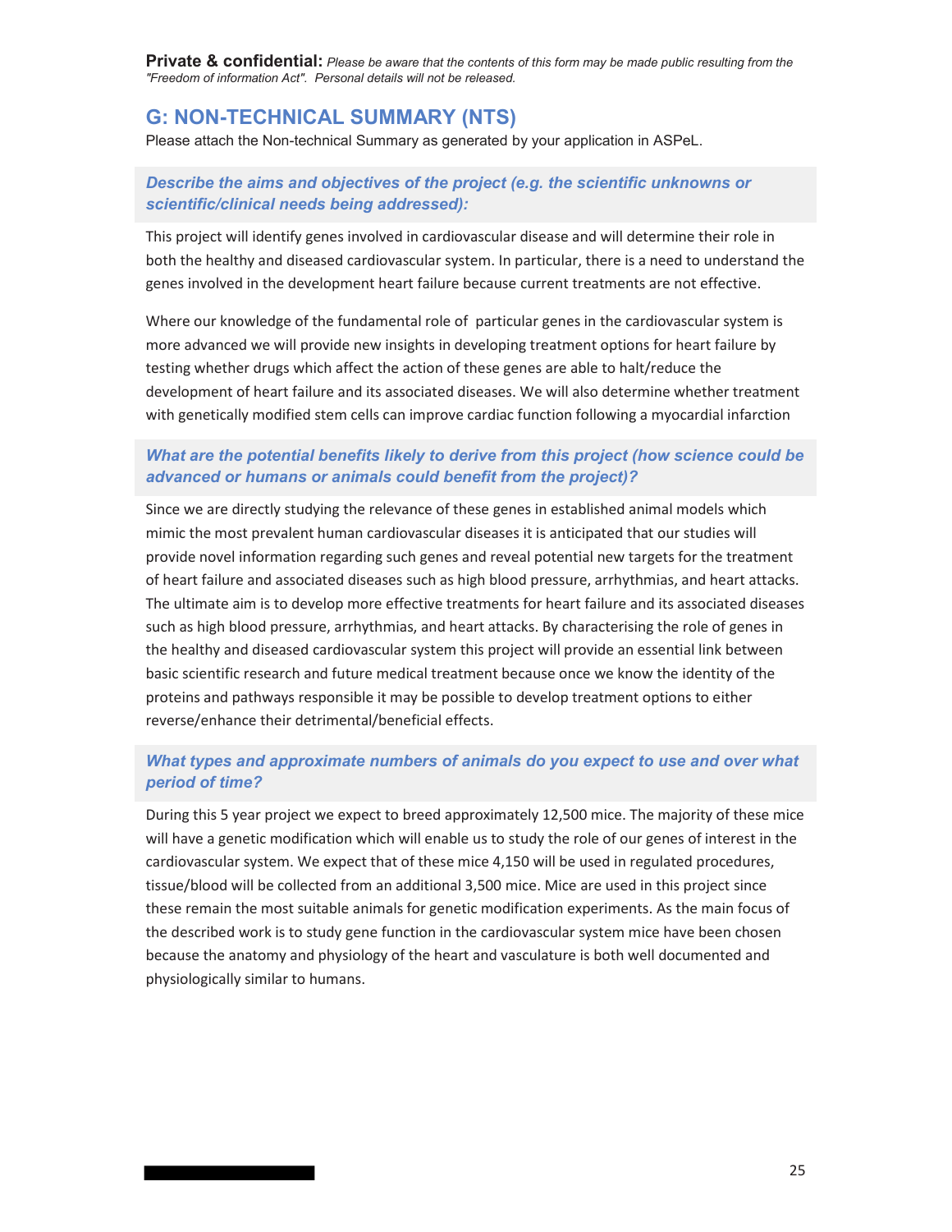**Private & confidential:** *Please be aware that the contents of this form may be made public resulting from the "Freedom of information Act". Personal details will not be released.*

## G: NON-TECHNICAL SUMMARY (NTS)

Please attach the Non-technical Summary as generated by your application in ASPeL.

### *Describe the aims and objectives of the project (e.g. the scientific unknowns or scientific/clinical needs being addressed):*

This project will identify genes involved in cardiovascular disease and will determine their role in both the healthy and diseased cardiovascular system. In particular, there is a need to understand the genes involved in the development heart failure because current treatments are not effective.

Where our knowledge of the fundamental role of particular genes in the cardiovascular system is more advanced we will provide new insights in developing treatment options for heart failure by testing whether drugs which affect the action of these genes are able to halt/reduce the development of heart failure and its associated diseases. We will also determine whether treatment with genetically modified stem cells can improve cardiac function following a myocardial infarction

### *What are the potential benefits likely to derive from this project (how science could be advanced or humans or animals could benefit from the project)?*

Since we are directly studying the relevance of these genes in established animal models which mimic the most prevalent human cardiovascular diseases it is anticipated that our studies will provide novel information regarding such genes and reveal potential new targets for the treatment of heart failure and associated diseases such as high blood pressure, arrhythmias, and heart attacks. The ultimate aim is to develop more effective treatments for heart failure and its associated diseases such as high blood pressure, arrhythmias, and heart attacks. By characterising the role of genes in the healthy and diseased cardiovascular system this project will provide an essential link between basic scientific research and future medical treatment because once we know the identity of the proteins and pathways responsible it may be possible to develop treatment options to either reverse/enhance their detrimental/beneficial effects.

### *What types and approximate numbers of animals do you expect to use and over what period of time?*

During this 5 year project we expect to breed approximately 12,500 mice. The majority of these mice will have a genetic modification which will enable us to study the role of our genes of interest in the cardiovascular system. We expect that of these mice 4,150 will be used in regulated procedures, tissue/blood will be collected from an additional 3,500 mice. Mice are used in this project since these remain the most suitable animals for genetic modification experiments. As the main focus of the described work is to study gene function in the cardiovascular system mice have been chosen because the anatomy and physiology of the heart and vasculature is both well documented and physiologically similar to humans.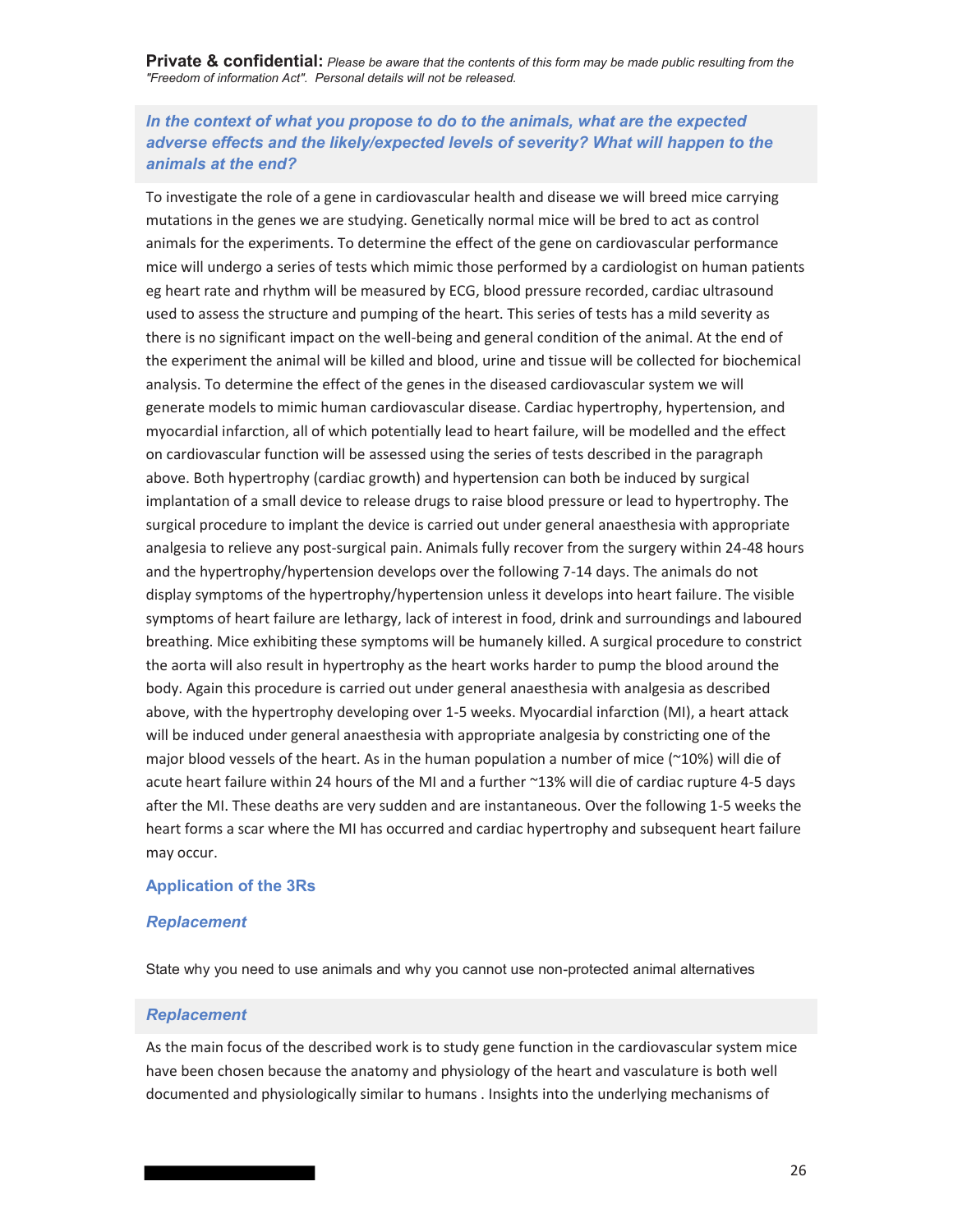**Private & confidential:** *Please be aware that the contents of this form may be made public resulting from the "Freedom of information Act". Personal details will not be released.*

### *In the context of what you propose to do to the animals, what are the expected adverse effects and the likely/expected levels of severity? What will happen to the animals at the end?*

To investigate the role of a gene in cardiovascular health and disease we will breed mice carrying mutations in the genes we are studying. Genetically normal mice will be bred to act as control animals for the experiments. To determine the effect of the gene on cardiovascular performance mice will undergo a series of tests which mimic those performed by a cardiologist on human patients eg heart rate and rhythm will be measured by ECG, blood pressure recorded, cardiac ultrasound used to assess the structure and pumping of the heart. This series of tests has a mild severity as there is no significant impact on the well-being and general condition of the animal. At the end of the experiment the animal will be killed and blood, urine and tissue will be collected for biochemical analysis. To determine the effect of the genes in the diseased cardiovascular system we will generate models to mimic human cardiovascular disease. Cardiac hypertrophy, hypertension, and myocardial infarction, all of which potentially lead to heart failure, will be modelled and the effect on cardiovascular function will be assessed using the series of tests described in the paragraph above. Both hypertrophy (cardiac growth) and hypertension can both be induced by surgical implantation of a small device to release drugs to raise blood pressure or lead to hypertrophy. The surgical procedure to implant the device is carried out under general anaesthesia with appropriate analgesia to relieve any post-surgical pain. Animals fully recover from the surgery within 24-48 hours and the hypertrophy/hypertension develops over the following 7-14 days. The animals do not display symptoms of the hypertrophy/hypertension unless it develops into heart failure. The visible symptoms of heart failure are lethargy, lack of interest in food, drink and surroundings and laboured breathing. Mice exhibiting these symptoms will be humanely killed. A surgical procedure to constrict the aorta will also result in hypertrophy as the heart works harder to pump the blood around the body. Again this procedure is carried out under general anaesthesia with analgesia as described above, with the hypertrophy developing over 1-5 weeks. Myocardial infarction (MI), a heart attack will be induced under general anaesthesia with appropriate analgesia by constricting one of the major blood vessels of the heart. As in the human population a number of mice (~10%) will die of acute heart failure within 24 hours of the MI and a further ~13% will die of cardiac rupture 4-5 days after the MI. These deaths are very sudden and are instantaneous. Over the following 1-5 weeks the heart forms a scar where the MI has occurred and cardiac hypertrophy and subsequent heart failure may occur.

## Application of the 3Rs

### *Replacement*

State why you need to use animals and why you cannot use non-protected animal alternatives

### *Replacement*

As the main focus of the described work is to study gene function in the cardiovascular system mice have been chosen because the anatomy and physiology of the heart and vasculature is both well documented and physiologically similar to humans . Insights into the underlying mechanisms of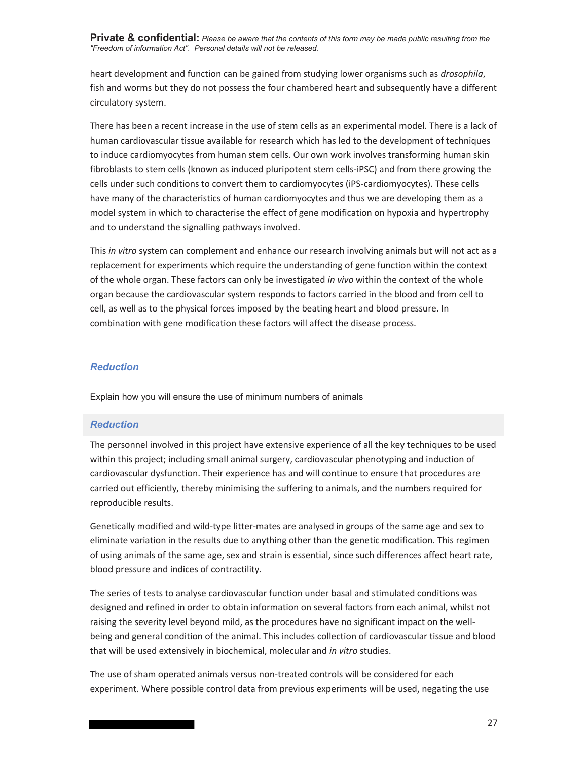heart development and function can be gained from studying lower organisms such as *drosophila*, fish and worms but they do not possess the four chambered heart and subsequently have a different circulatory system.

There has been a recent increase in the use of stem cells as an experimental model. There is a lack of human cardiovascular tissue available for research which has led to the development of techniques to induce cardiomyocytes from human stem cells. Our own work involves transforming human skin fibroblasts to stem cells (known as induced pluripotent stem cells-iPSC) and from there growing the cells under such conditions to convert them to cardiomyocytes (iPS-cardiomyocytes). These cells have many of the characteristics of human cardiomyocytes and thus we are developing them as a model system in which to characterise the effect of gene modification on hypoxia and hypertrophy and to understand the signalling pathways involved.

This *in vitro* system can complement and enhance our research involving animals but will not act as a replacement for experiments which require the understanding of gene function within the context of the whole organ. These factors can only be investigated *in vivo* within the context of the whole organ because the cardiovascular system responds to factors carried in the blood and from cell to cell, as well as to the physical forces imposed by the beating heart and blood pressure. In combination with gene modification these factors will affect the disease process.

## *Reduction*

Explain how you will ensure the use of minimum numbers of animals

## *Reduction*

The personnel involved in this project have extensive experience of all the key techniques to be used within this project; including small animal surgery, cardiovascular phenotyping and induction of cardiovascular dysfunction. Their experience has and will continue to ensure that procedures are carried out efficiently, thereby minimising the suffering to animals, and the numbers required for reproducible results.

Genetically modified and wild-type litter-mates are analysed in groups of the same age and sex to eliminate variation in the results due to anything other than the genetic modification. This regimen of using animals of the same age, sex and strain is essential, since such differences affect heart rate, blood pressure and indices of contractility.

The series of tests to analyse cardiovascular function under basal and stimulated conditions was designed and refined in order to obtain information on several factors from each animal, whilst not raising the severity level beyond mild, as the procedures have no significant impact on the well-being and general condition of the animal. This includes collection of cardiovascular tissue and blood that will be used extensively in biochemical, molecular and *in vitro* studies.

The use of sham operated animals versus non-treated controls will be considered for each experiment. Where possible control data from previous experiments will be used, negating the use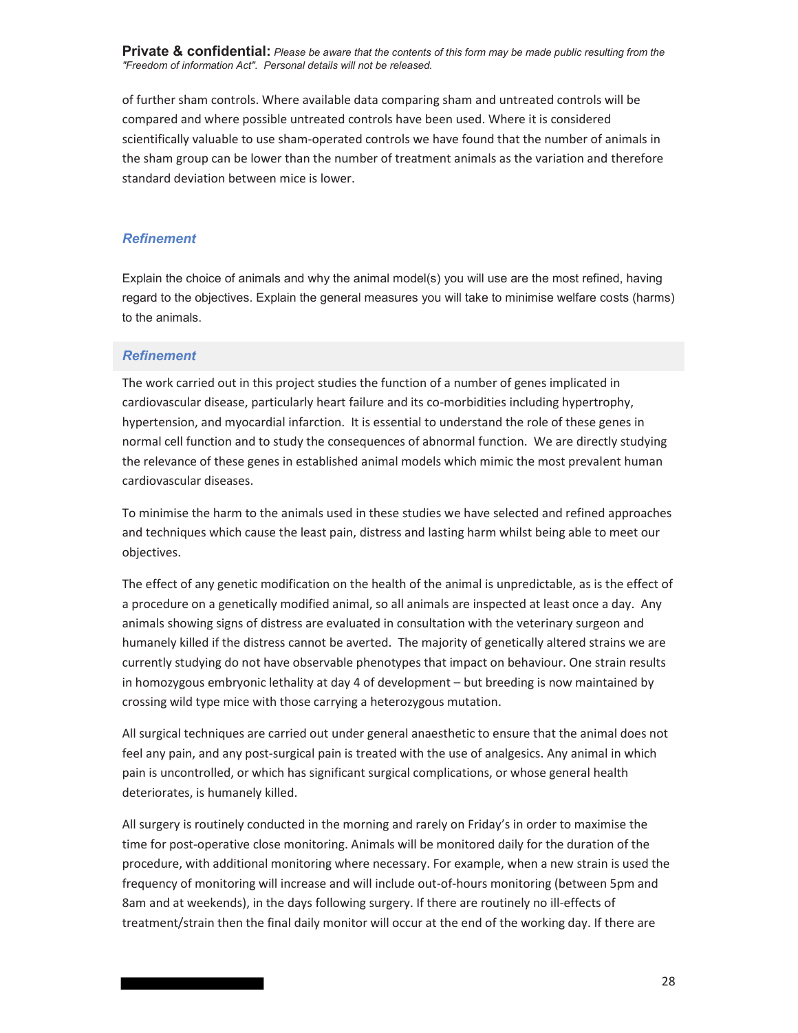of further sham controls. Where available data comparing sham and untreated controls will be compared and where possible untreated controls have been used. Where it is considered scientifically valuable to use sham-operated controls we have found that the number of animals in the sham group can be lower than the number of treatment animals as the variation and therefore standard deviation between mice is lower.

### *Refinement*

Explain the choice of animals and why the animal model(s) you will use are the most refined, having regard to the objectives. Explain the general measures you will take to minimise welfare costs (harms) to the animals.

### *Refinement*

The work carried out in this project studies the function of a number of genes implicated in cardiovascular disease, particularly heart failure and its co-morbidities including hypertrophy, hypertension, and myocardial infarction. It is essential to understand the role of these genes in normal cell function and to study the consequences of abnormal function. We are directly studying the relevance of these genes in established animal models which mimic the most prevalent human cardiovascular diseases.

To minimise the harm to the animals used in these studies we have selected and refined approaches and techniques which cause the least pain, distress and lasting harm whilst being able to meet our objectives.

The effect of any genetic modification on the health of the animal is unpredictable, as is the effect of a procedure on a genetically modified animal, so all animals are inspected at least once a day. Any animals showing signs of distress are evaluated in consultation with the veterinary surgeon and humanely killed if the distress cannot be averted. The majority of genetically altered strains we are currently studying do not have observable phenotypes that impact on behaviour. One strain results in homozygous embryonic lethality at day 4 of development – but breeding is now maintained by crossing wild type mice with those carrying a heterozygous mutation.

All surgical techniques are carried out under general anaesthetic to ensure that the animal does not feel any pain, and any post-surgical pain is treated with the use of analgesics. Any animal in which pain is uncontrolled, or which has significant surgical complications, or whose general health deteriorates, is humanely killed.

All surgery is routinely conducted in the morning and rarely on Friday's in order to maximise the time for post-operative close monitoring. Animals will be monitored daily for the duration of the procedure, with additional monitoring where necessary. For example, when a new strain is used the frequency of monitoring will increase and will include out-of-hours monitoring (between 5pm and 8am and at weekends), in the days following surgery. If there are routinely no ill-effects of treatment/strain then the final daily monitor will occur at the end of the working day. If there are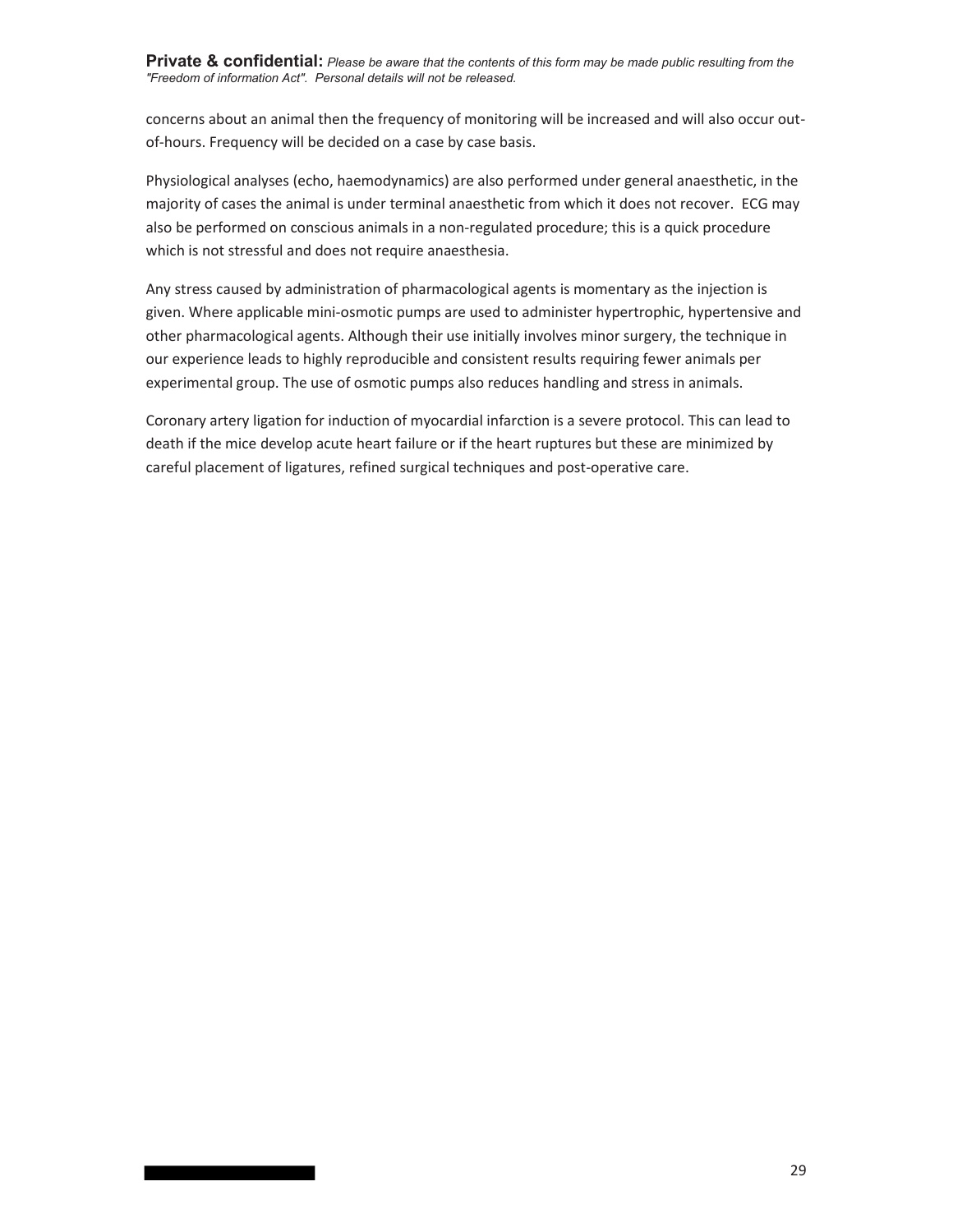concerns about an animal then the frequency of monitoring will be increased and will also occur out-of-hours. Frequency will be decided on a case by case basis.

Physiological analyses (echo, haemodynamics) are also performed under general anaesthetic, in the majority of cases the animal is under terminal anaesthetic from which it does not recover. ECG may also be performed on conscious animals in a non-regulated procedure; this is a quick procedure which is not stressful and does not require anaesthesia.

Any stress caused by administration of pharmacological agents is momentary as the injection is given. Where applicable mini-osmotic pumps are used to administer hypertrophic, hypertensive and other pharmacological agents. Although their use initially involves minor surgery, the technique in our experience leads to highly reproducible and consistent results requiring fewer animals per experimental group. The use of osmotic pumps also reduces handling and stress in animals.

Coronary artery ligation for induction of myocardial infarction is a severe protocol. This can lead to death if the mice develop acute heart failure or if the heart ruptures but these are minimized by careful placement of ligatures, refined surgical techniques and post-operative care.